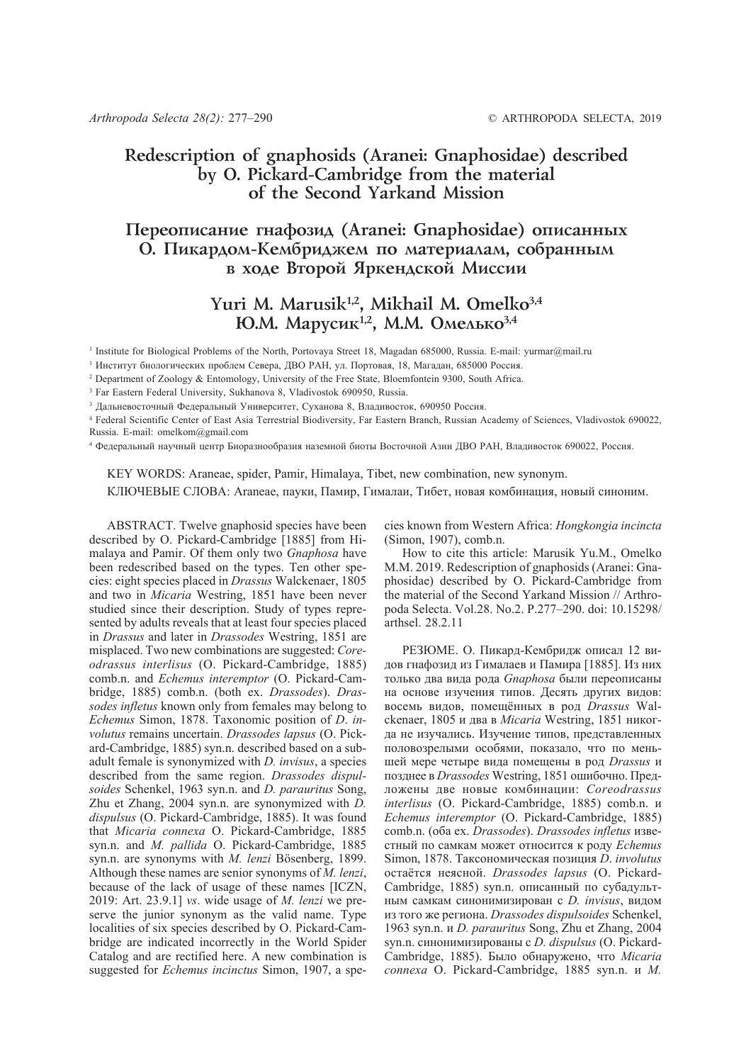# Redescription of gnaphosids (Aranei: Gnaphosidae) described by O. Pickard-Cambridge from the material of the Second Yarkand Mission

# Переописание гнафозид (Aranei: Gnaphosidae) описанных О. Пикардом-Кембриджем по материалам, собранным в ходе Второй Яркендской Миссии

## Yuri M. Marusik[1,2], Mikhail M. Omelko[3,4]
## Ю.М. Марусик[1,2], М.М. Омелько[3,4]

[1] Institute for Biological Problems of the North, Portovaya Street 18, Magadan 685000, Russia. E-mail: yurmar@mail.ru

[1] Институт биологических проблем Севера, ДВО РАН, ул. Портовая, 18, Магадан, 685000 Россия.

[2] Department of Zoology & Entomology, University of the Free State, Bloemfontein 9300, South Africa.

[3] Far Eastern Federal University, Sukhanova 8, Vladivostok 690950, Russia.

[3] Дальневосточный Федеральный Университет, Суханова 8, Владивосток, 690950 Россия.

[4] Federal Scientific Center of East Asia Terrestrial Biodiversity, Far Eastern Branch, Russian Academy of Sciences, Vladivostok 690022, Russia. E-mail: omelkom@gmail.com

[4] Федеральный научный центр Биоразнообразия наземной биоты Восточной Азии ДВО РАН, Владивосток 690022, Россия.

KEY WORDS: Araneae, spider, Pamir, Himalaya, Tibet, new combination, new synonym.

КЛЮЧЕВЫЕ СЛОВА: Araneae, пауки, Памир, Гималаи, Тибет, новая комбинация, новый синоним.

ABSTRACT. Twelve gnaphosid species have been described by O. Pickard-Cambridge [1885] from Himalaya and Pamir. Of them only two *Gnaphosa* have been redescribed based on the types. Ten other species: eight species placed in *Drassus* Walckenaer, 1805 and two in *Micaria* Westring, 1851 have been never studied since their description. Study of types represented by adults reveals that at least four species placed in *Drassus* and later in *Drassodes* Westring, 1851 are misplaced. Two new combinations are suggested: *Coreodrassus interlisus* (O. Pickard-Cambridge, 1885) comb.n. and *Echemus interemptor* (O. Pickard-Cambridge, 1885) comb.n. (both ex. *Drassodes*). *Drassodes infletus* known only from females may belong to *Echemus* Simon, 1878. Taxonomic position of *D. involutus* remains uncertain. *Drassodes lapsus* (O. Pickard-Cambridge, 1885) syn.n. described based on a subadult female is synonymized with *D. invisus*, a species described from the same region. *Drassodes dispulsoides* Schenkel, 1963 syn.n. and *D. parauritus* Song, Zhu et Zhang, 2004 syn.n. are synonymized with *D. dispulsus* (O. Pickard-Cambridge, 1885). It was found that *Micaria connexa* O. Pickard-Cambridge, 1885 syn.n. and *M. pallida* O. Pickard-Cambridge, 1885 syn.n. are synonyms with *M. lenzi* Bösenberg, 1899. Although these names are senior synonyms of *M. lenzi*, because of the lack of usage of these names [ICZN, 2019: Art. 23.9.1] *vs*. wide usage of *M. lenzi* we preserve the junior synonym as the valid name. Type localities of six species described by O. Pickard-Cambridge are indicated incorrectly in the World Spider Catalog and are rectified here. A new combination is suggested for *Echemus incinctus* Simon, 1907, a species known from Western Africa: *Hongkongia incincta* (Simon, 1907), comb.n.

How to cite this article: Marusik Yu.M., Omelko M.M. 2019. Redescription of gnaphosids (Aranei: Gnaphosidae) described by O. Pickard-Cambridge from the material of the Second Yarkand Mission // Arthropoda Selecta. Vol.28. No.2. P.277–290. doi: 10.15298/arthsel. 28.2.11

РЕЗЮМЕ. О. Пикард-Кембридж описал 12 видов гнафозид из Гималаев и Памира [1885]. Из них только два вида рода *Gnaphosa* были переописаны на основе изучения типов. Десять других видов: восемь видов, помещённых в род *Drassus* Walckenaer, 1805 и два в *Micaria* Westring, 1851 никогда не изучались. Изучение типов, представленных половозрелыми особями, показало, что по меньшей мере четыре вида помещены в род *Drassus* и позднее в *Drassodes* Westring, 1851 ошибочно. Предложены две новые комбинации: *Coreodrassus interlisus* (O. Pickard-Cambridge, 1885) comb.n. и *Echemus interemptor* (O. Pickard-Cambridge, 1885) comb.n. (оба ex. *Drassodes*). *Drassodes infletus* известный по самкам может относится к роду *Echemus* Simon, 1878. Таксономическая позиция *D. involutus* остаётся неясной. *Drassodes lapsus* (O. Pickard-Cambridge, 1885) syn.n. описанный по субадультным самкам синонимизирован с *D. invisus*, видом из того же региона. *Drassodes dispulsoides* Schenkel, 1963 syn.n. и *D. parauritus* Song, Zhu et Zhang, 2004 syn.n. синонимизированы с *D. dispulsus* (O. Pickard-Cambridge, 1885). Было обнаружено, что *Micaria connexa* O. Pickard-Cambridge, 1885 syn.n. и *M.*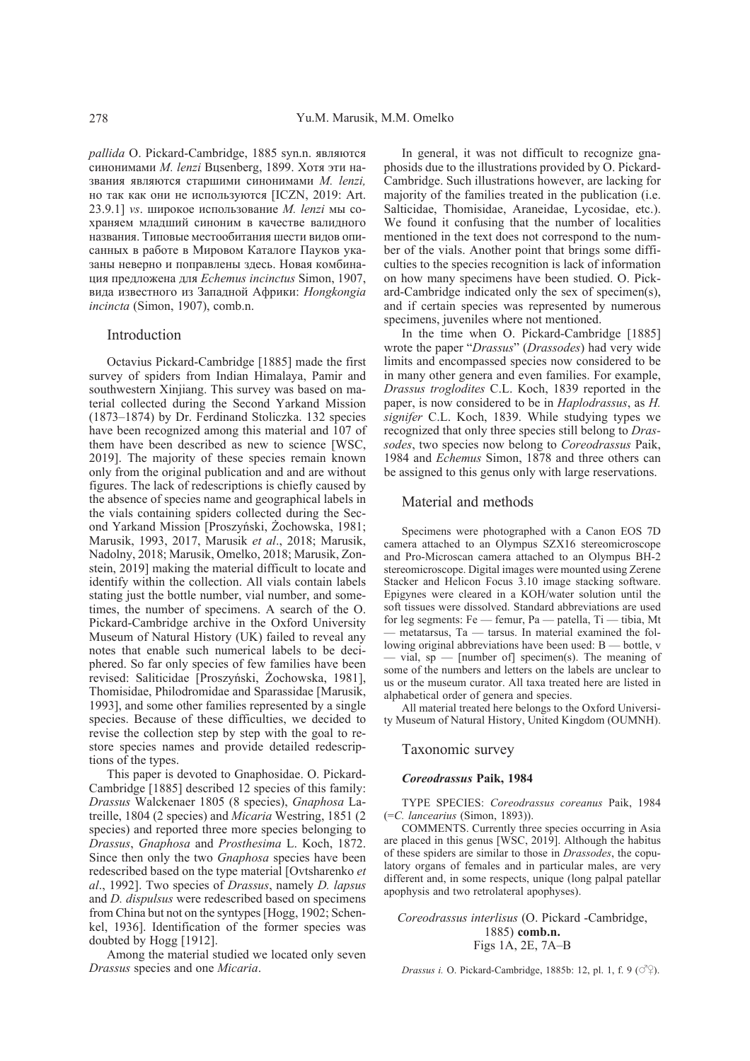*pallida* O. Pickard-Cambridge, 1885 syn.n. являются синонимами *M. lenzi* Bџsenberg, 1899. Хотя эти названия являются старшими синонимами *M. lenzi,* но так как они не используются [ICZN, 2019: Art. 23.9.1] *vs*. широкое использование *M. lenzi* мы сохраняем младший синоним в качестве валидного названия. Типовые местообитания шести видов описанных в работе в Мировом Каталоге Пауков указаны неверно и поправлены здесь. Новая комбинация предложена для *Echemus incinctus* Simon, 1907, вида известного из Западной Африки: *Hongkongia incincta* (Simon, 1907), comb.n.

## Introduction

Octavius Pickard-Cambridge [1885] made the first survey of spiders from Indian Himalaya, Pamir and southwestern Xinjiang. This survey was based on material collected during the Second Yarkand Mission (1873–1874) by Dr. Ferdinand Stoliczka. 132 species have been recognized among this material and 107 of them have been described as new to science [WSC, 2019]. The majority of these species remain known only from the original publication and and are without figures. The lack of redescriptions is chiefly caused by the absence of species name and geographical labels in the vials containing spiders collected during the Second Yarkand Mission [Proszyński, Żochowska, 1981; Marusik, 1993, 2017, Marusik *et al*., 2018; Marusik, Nadolny, 2018; Marusik, Omelko, 2018; Marusik, Zonstein, 2019] making the material difficult to locate and identify within the collection. All vials contain labels stating just the bottle number, vial number, and sometimes, the number of specimens. A search of the O. Pickard-Cambridge archive in the Oxford University Museum of Natural History (UK) failed to reveal any notes that enable such numerical labels to be deciphered. So far only species of few families have been revised: Saliticidae [Proszyński, Żochowska, 1981], Thomisidae, Philodromidae and Sparassidae [Marusik, 1993], and some other families represented by a single species. Because of these difficulties, we decided to revise the collection step by step with the goal to restore species names and provide detailed redescriptions of the types.

This paper is devoted to Gnaphosidae. O. Pickard-Cambridge [1885] described 12 species of this family: *Drassus* Walckenaer 1805 (8 species), *Gnaphosa* Latreille, 1804 (2 species) and *Micaria* Westring, 1851 (2 species) and reported three more species belonging to *Drassus*, *Gnaphosa* and *Prosthesima* L. Koch, 1872. Since then only the two *Gnaphosa* species have been redescribed based on the type material [Ovtsharenko *et al*., 1992]. Two species of *Drassus*, namely *D. lapsus* and *D. dispulsus* were redescribed based on specimens from China but not on the syntypes [Hogg, 1902; Schenkel, 1936]. Identification of the former species was doubted by Hogg [1912].

Among the material studied we located only seven *Drassus* species and one *Micaria*.

In general, it was not difficult to recognize gnaphosids due to the illustrations provided by O. Pickard-Cambridge. Such illustrations however, are lacking for majority of the families treated in the publication (i.e. Salticidae, Thomisidae, Araneidae, Lycosidae, etc.). We found it confusing that the number of localities mentioned in the text does not correspond to the number of the vials. Another point that brings some difficulties to the species recognition is lack of information on how many specimens have been studied. O. Pickard-Cambridge indicated only the sex of specimen(s), and if certain species was represented by numerous specimens, juveniles where not mentioned.

In the time when O. Pickard-Cambridge [1885] wrote the paper "*Drassus*" (*Drassodes*) had very wide limits and encompassed species now considered to be in many other genera and even families. For example, *Drassus troglodites* C.L. Koch, 1839 reported in the paper, is now considered to be in *Haplodrassus*, as *H. signifer* C.L. Koch, 1839. While studying types we recognized that only three species still belong to *Drassodes*, two species now belong to *Coreodrassus* Paik, 1984 and *Echemus* Simon, 1878 and three others can be assigned to this genus only with large reservations.

## Material and methods

Specimens were photographed with a Canon EOS 7D camera attached to an Olympus SZX16 stereomicroscope and Pro-Microscan camera attached to an Olympus BH-2 stereomicroscope. Digital images were mounted using Zerene Stacker and Helicon Focus 3.10 image stacking software. Epigynes were cleared in a KOH/water solution until the soft tissues were dissolved. Standard abbreviations are used for leg segments: Fe — femur, Pa — patella, Ti — tibia, Mt — metatarsus, Ta — tarsus. In material examined the following original abbreviations have been used: B — bottle, v — vial, sp — [number of] specimen(s). The meaning of some of the numbers and letters on the labels are unclear to us or the museum curator. All taxa treated here are listed in alphabetical order of genera and species.

All material treated here belongs to the Oxford University Museum of Natural History, United Kingdom (OUMNH).

## Taxonomic survey

### *Coreodrassus* Paik, 1984

TYPE SPECIES: *Coreodrassus coreanus* Paik, 1984 (=*C. lancearius* (Simon, 1893)).

COMMENTS. Currently three species occurring in Asia are placed in this genus [WSC, 2019]. Although the habitus of these spiders are similar to those in *Drassodes*, the copulatory organs of females and in particular males, are very different and, in some respects, unique (long palpal patellar apophysis and two retrolateral apophyses).

#### *Coreodrassus interlisus* (O. Pickard -Cambridge, 1885) comb.n.
Figs 1A, 2E, 7A–B

*Drassus i.* O. Pickard-Cambridge, 1885b: 12, pl. 1, f. 9 (♂♀).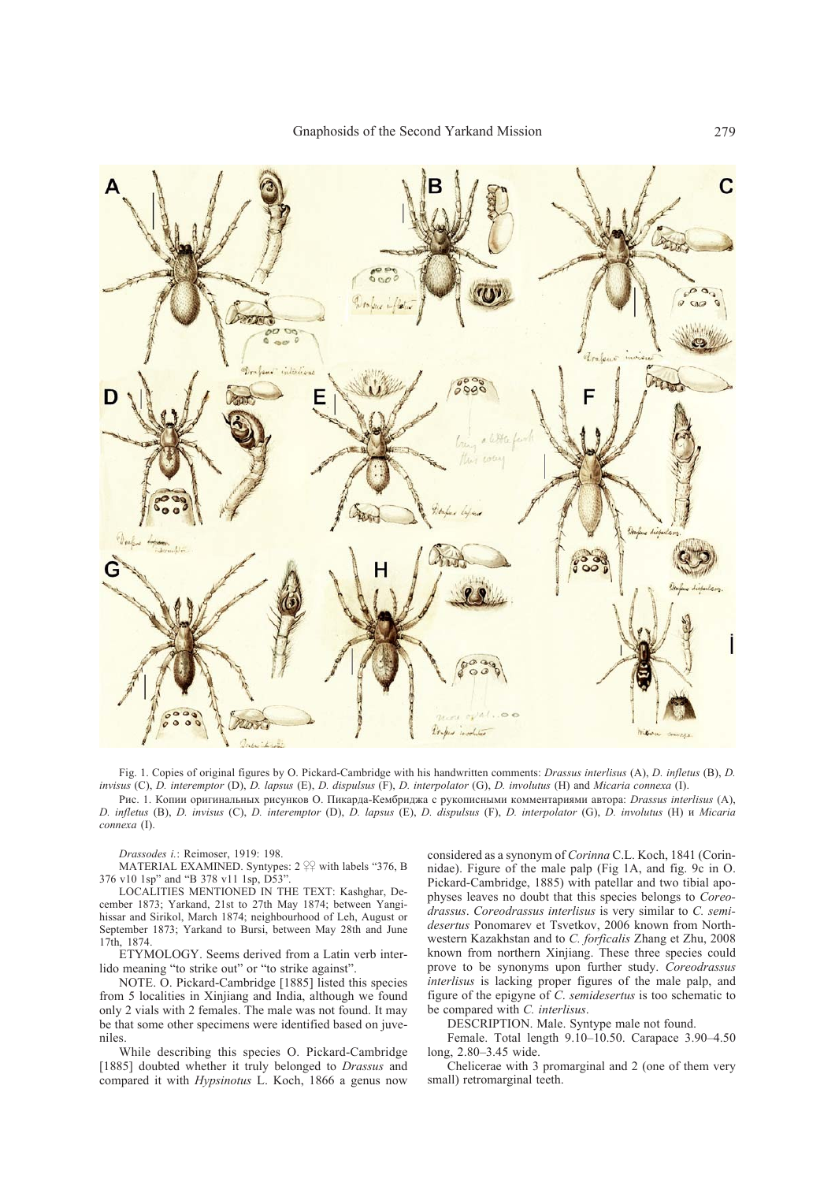Fig. 1. Copies of original figures by O. Pickard-Cambridge with his handwritten comments: *Drassus interlisus* (A), *D. infletus* (B), *D. invisus* (C), *D. interemptor* (D), *D. lapsus* (E), *D. dispulsus* (F), *D. interpolator* (G), *D. involutus* (H) and *Micaria connexa* (I).

Рис. 1. Копии оригинальных рисунков О. Пикарда-Кембриджа с рукописными комментариями автора: *Drassus interlisus* (A), *D. infletus* (B), *D. invisus* (C), *D. interemptor* (D), *D. lapsus* (E), *D. dispulsus* (F), *D. interpolator* (G), *D. involutus* (H) и *Micaria connexa* (I).

*Drassodes i.*: Reimoser, 1919: 198.

MATERIAL EXAMINED. Syntypes: 2 ♀♀ with labels "376, B 376 v10 1sp" and "B 378 v11 1sp, D53".

LOCALITIES MENTIONED IN THE TEXT: Kashghar, December 1873; Yarkand, 21st to 27th May 1874; between Yangihissar and Sirikol, March 1874; neighbourhood of Leh, August or September 1873; Yarkand to Bursi, between May 28th and June 17th, 1874.

ETYMOLOGY. Seems derived from a Latin verb interlido meaning "to strike out" or "to strike against".

NOTE. O. Pickard-Cambridge [1885] listed this species from 5 localities in Xinjiang and India, although we found only 2 vials with 2 females. The male was not found. It may be that some other specimens were identified based on juveniles.

While describing this species O. Pickard-Cambridge [1885] doubted whether it truly belonged to *Drassus* and compared it with *Hypsinotus* L. Koch, 1866 a genus now considered as a synonym of *Corinna* C.L. Koch, 1841 (Corinnidae). Figure of the male palp (Fig 1A, and fig. 9c in O. Pickard-Cambridge, 1885) with patellar and two tibial apophyses leaves no doubt that this species belongs to *Coreodrassus*. *Coreodrassus interlisus* is very similar to *C. semidesertus* Ponomarev et Tsvetkov, 2006 known from Northwestern Kazakhstan and to *C. forficalis* Zhang et Zhu, 2008 known from northern Xinjiang. These three species could prove to be synonyms upon further study. *Coreodrassus interlisus* is lacking proper figures of the male palp, and figure of the epigyne of *C. semidesertus* is too schematic to be compared with *C. interlisus*.

DESCRIPTION. Male. Syntype male not found.

Female. Total length 9.10–10.50. Carapace 3.90–4.50 long, 2.80–3.45 wide.

Chelicerae with 3 promarginal and 2 (one of them very small) retromarginal teeth.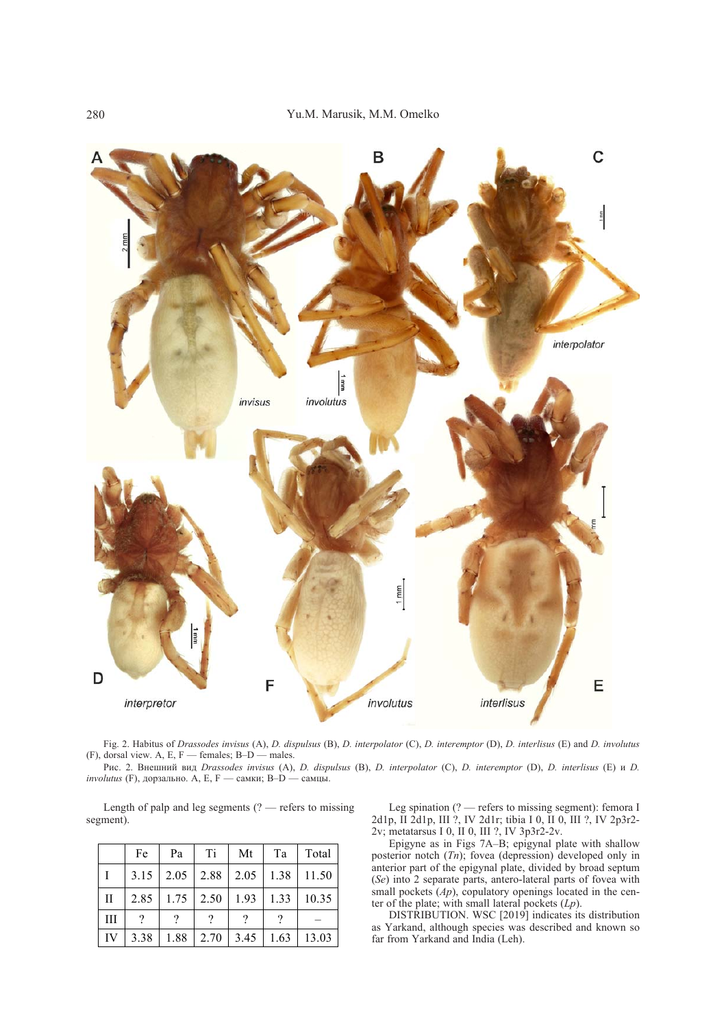Fig. 2. Habitus of *Drassodes invisus* (A), *D. dispulsus* (B), *D. interpolator* (C), *D. interemptor* (D), *D. interlisus* (E) and *D. involutus* (F), dorsal view. A, E, F — females; B–D — males.

Рис. 2. Внешний вид *Drassodes invisus* (A), *D. dispulsus* (B), *D. interpolator* (C), *D. interemptor* (D), *D. interlisus* (E) и *D. involutus* (F), дорзально. A, E, F — самки; B–D — самцы.

Length of palp and leg segments (? — refers to missing segment).

| | Fe | Pa | Ti | Mt | Ta | Total |
|---|---|---|---|---|---|---|
| I | 3.15 | 2.05 | 2.88 | 2.05 | 1.38 | 11.50 |
| II | 2.85 | 1.75 | 2.50 | 1.93 | 1.33 | 10.35 |
| III | ? | ? | ? | ? | ? | – |
| IV | 3.38 | 1.88 | 2.70 | 3.45 | 1.63 | 13.03 |

Leg spination (? — refers to missing segment): femora I 2d1p, II 2d1p, III ?, IV 2d1r; tibia I 0, II 0, III ?, IV 2p3r2-2v; metatarsus I 0, II 0, III ?, IV 3p3r2-2v.

Epigyne as in Figs 7A–B; epigynal plate with shallow posterior notch (*Tn*); fovea (depression) developed only in anterior part of the epigynal plate, divided by broad septum (*Se*) into 2 separate parts, antero-lateral parts of fovea with small pockets (*Ap*), copulatory openings located in the center of the plate; with small lateral pockets (*Lp*).

DISTRIBUTION. WSC [2019] indicates its distribution as Yarkand, although species was described and known so far from Yarkand and India (Leh).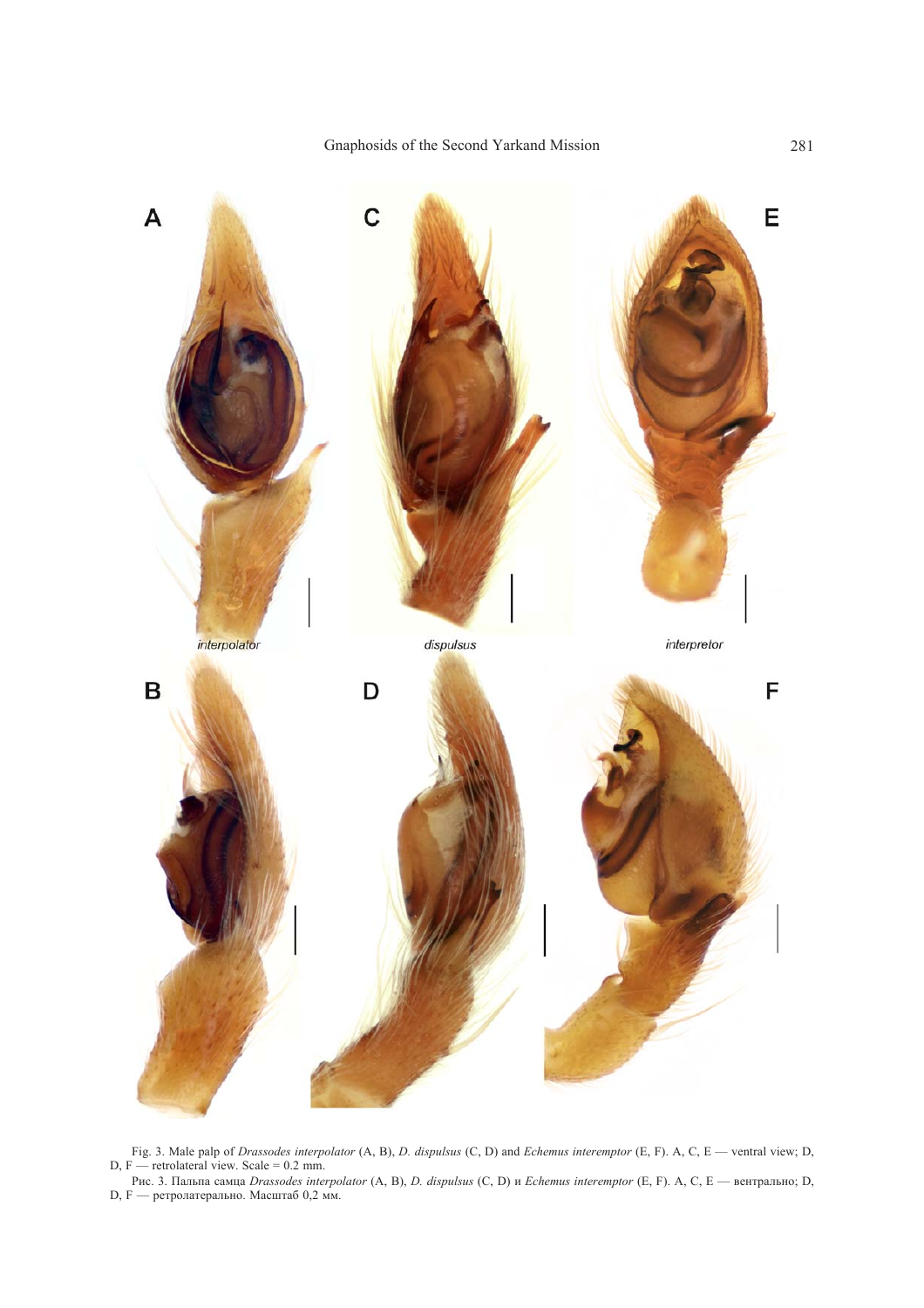Fig. 3. Male palp of *Drassodes interpolator* (A, B), *D. dispulsus* (C, D) and *Echemus interemptor* (E, F). A, C, E — ventral view; D, D, F — retrolateral view. Scale = 0.2 mm.

Рис. 3. Пальпа самца *Drassodes interpolator* (A, B), *D. dispulsus* (C, D) и *Echemus interemptor* (E, F). A, C, E — вентрально; D, D, F — ретролатерально. Масштаб 0,2 мм.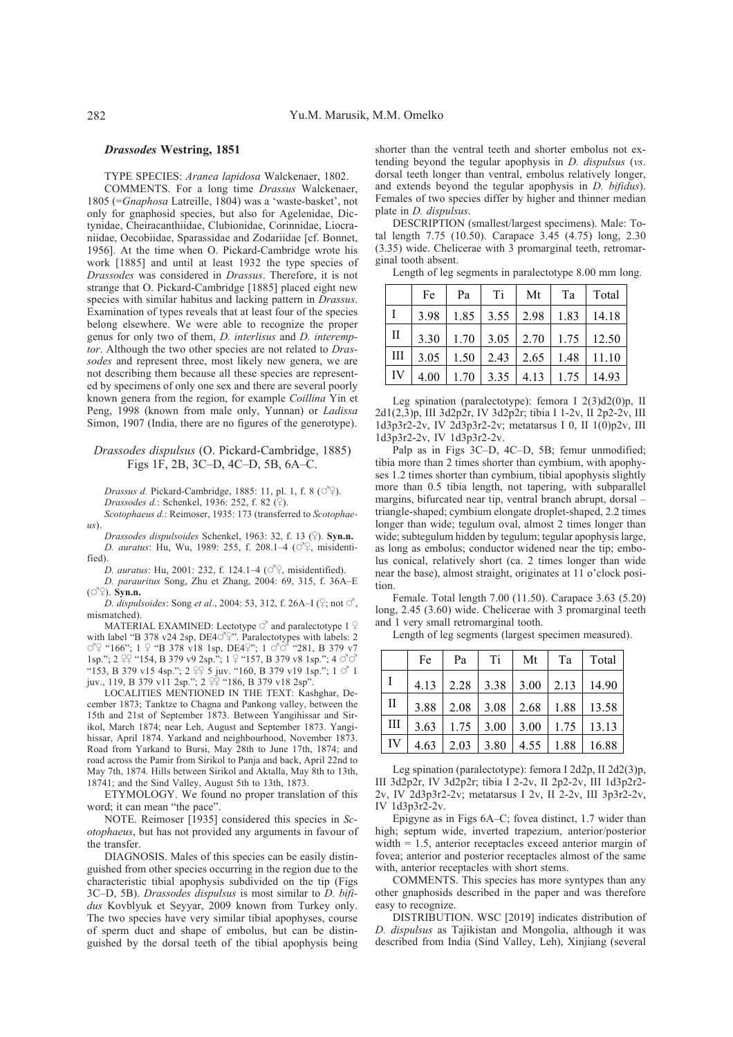### *Drassodes* Westring, 1851

TYPE SPECIES: *Aranea lapidosa* Walckenaer, 1802.

COMMENTS. For a long time *Drassus* Walckenaer, 1805 (=*Gnaphosa* Latreille, 1804) was a 'waste-basket', not only for gnaphosid species, but also for Agelenidae, Dictynidae, Cheiracanthiidae, Clubionidae, Corinnidae, Liocraniidae, Oecobiidae, Sparassidae and Zodariidae [cf. Bonnet, 1956]. At the time when O. Pickard-Cambridge wrote his work [1885] and until at least 1932 the type species of *Drassodes* was considered in *Drassus*. Therefore, it is not strange that O. Pickard-Cambridge [1885] placed eight new species with similar habitus and lacking pattern in *Drassus*. Examination of types reveals that at least four of the species belong elsewhere. We were able to recognize the proper genus for only two of them, *D. interlisus* and *D. interemptor*. Although the two other species are not related to *Drassodes* and represent three, most likely new genera, we are not describing them because all these species are represented by specimens of only one sex and there are several poorly known genera from the region, for example *Coillina* Yin et Peng, 1998 (known from male only, Yunnan) or *Ladissa* Simon, 1907 (India, there are no figures of the generotype).

### *Drassodes dispulsus* (O. Pickard-Cambridge, 1885)
Figs 1F, 2B, 3C–D, 4C–D, 5B, 6A–C.

*Drassus d.* Pickard-Cambridge, 1885: 11, pl. 1, f. 8 (♂♀).
*Drassodes d.*: Schenkel, 1936: 252, f. 82 (♀).
*Scotophaeus d.*: Reimoser, 1935: 173 (transferred to *Scotophaeus*).
*Drassodes dispulsoides* Schenkel, 1963: 32, f. 13 (♀). **Syn.n.**
*D. auratus*: Hu, Wu, 1989: 255, f. 208.1–4 (♂♀, misidentified).
*D. auratus*: Hu, 2001: 232, f. 124.1–4 (♂♀, misidentified).
*D. parauritus* Song, Zhu et Zhang, 2004: 69, 315, f. 36A–E (♂♀). **Syn.n.**
*D. dispulsoides*: Song *et al*., 2004: 53, 312, f. 26A–I (♀; not ♂, mismatched).

MATERIAL EXAMINED: Lectotype ♂ and paralectotype 1 ♀ with label "B 378 v24 2sp, DE4♂♀". Paralectotypes with labels: 2 ♂♀ "166"; 1 ♀ "B 378 v18 1sp, DE4♀"; 1 ♂♂ "281, B 379 v7 1sp."; 2 ♀♀ "154, B 379 v9 2sp."; 1 ♀ "157, B 379 v8 1sp."; 4 ♂♂ "153, B 379 v15 4sp."; 2 ♀♀ 5 juv. "160, B 379 v19 1sp."; 1 ♂ 1 juv., 119, B 379 v11 2sp."; 2 ♀♀ "186, B 379 v18 2sp".

LOCALITIES MENTIONED IN THE TEXT: Kashghar, December 1873; Tanktze to Chagna and Pankong valley, between the 15th and 21st of September 1873. Between Yangihissar and Sirikol, March 1874; near Leh, August and September 1873. Yangihissar, April 1874. Yarkand and neighbourhood, November 1873. Road from Yarkand to Bursi, May 28th to June 17th, 1874; and road across the Pamir from Sirikol to Panja and back, April 22nd to May 7th, 1874. Hills between Sirikol and Aktalla, May 8th to 13th, 18741; and the Sind Valley, August 5th to 13th, 1873.

ETYMOLOGY. We found no proper translation of this word; it can mean "the pace".

NOTE. Reimoser [1935] considered this species in *Scotophaeus*, but has not provided any arguments in favour of the transfer.

DIAGNOSIS. Males of this species can be easily distinguished from other species occurring in the region due to the characteristic tibial apophysis subdivided on the tip (Figs 3C–D, 5B). *Drassodes dispulsus* is most similar to *D. bifidus* Kovblyuk et Seyyar, 2009 known from Turkey only. The two species have very similar tibial apophyses, course of sperm duct and shape of embolus, but can be distinguished by the dorsal teeth of the tibial apophysis being shorter than the ventral teeth and shorter embolus not extending beyond the tegular apophysis in *D. dispulsus* (*vs*. dorsal teeth longer than ventral, embolus relatively longer, and extends beyond the tegular apophysis in *D. bifidus*). Females of two species differ by higher and thinner median plate in *D. dispulsus*.

DESCRIPTION (smallest/largest specimens). Male: Total length 7.75 (10.50). Carapace 3.45 (4.75) long, 2.30 (3.35) wide. Chelicerae with 3 promarginal teeth, retromarginal tooth absent.

Length of leg segments in paralectotype 8.00 mm long.

| | Fe | Pa | Ti | Mt | Ta | Total |
|---|---|---|---|---|---|---|
| I | 3.98 | 1.85 | 3.55 | 2.98 | 1.83 | 14.18 |
| II | 3.30 | 1.70 | 3.05 | 2.70 | 1.75 | 12.50 |
| III | 3.05 | 1.50 | 2.43 | 2.65 | 1.48 | 11.10 |
| IV | 4.00 | 1.70 | 3.35 | 4.13 | 1.75 | 14.93 |

Leg spination (paralectotype): femora I 2(3)d2(0)p, II 2d1(2,3)p, III 3d2p2r, IV 3d2p2r; tibia I 1-2v, II 2p2-2v, III 1d3p3r2-2v, IV 2d3p3r2-2v; metatarsus I 0, II 1(0)p2v, III 1d3p3r2-2v, IV 1d3p3r2-2v.

Palp as in Figs 3C–D, 4C–D, 5B; femur unmodified; tibia more than 2 times shorter than cymbium, with apophyses 1.2 times shorter than cymbium, tibial apophysis slightly more than 0.5 tibia length, not tapering, with subparallel margins, bifurcated near tip, ventral branch abrupt, dorsal – triangle-shaped; cymbium elongate droplet-shaped, 2.2 times longer than wide; tegulum oval, almost 2 times longer than wide; subtegulum hidden by tegulum; tegular apophysis large, as long as embolus; conductor widened near the tip; embolus conical, relatively short (ca. 2 times longer than wide near the base), almost straight, originates at 11 o'clock position.

Female. Total length 7.00 (11.50). Carapace 3.63 (5.20) long, 2.45 (3.60) wide. Chelicerae with 3 promarginal teeth and 1 very small retromarginal tooth.

Length of leg segments (largest specimen measured).

| | Fe | Pa | Ti | Mt | Ta | Total |
|---|---|---|---|---|---|---|
| I | 4.13 | 2.28 | 3.38 | 3.00 | 2.13 | 14.90 |
| II | 3.88 | 2.08 | 3.08 | 2.68 | 1.88 | 13.58 |
| III | 3.63 | 1.75 | 3.00 | 3.00 | 1.75 | 13.13 |
| IV | 4.63 | 2.03 | 3.80 | 4.55 | 1.88 | 16.88 |

Leg spination (paralectotype): femora I 2d2p, II 2d2(3)p, III 3d2p2r, IV 3d2p2r; tibia I 2-2v, II 2p2-2v, III 1d3p2r2-2v, IV 2d3p3r2-2v; metatarsus I 2v, II 2-2v, III 3p3r2-2v, IV 1d3p3r2-2v.

Epigyne as in Figs 6A–C; fovea distinct, 1.7 wider than high; septum wide, inverted trapezium, anterior/posterior width = 1.5, anterior receptacles exceed anterior margin of fovea; anterior and posterior receptacles almost of the same with, anterior receptacles with short stems.

COMMENTS. This species has more syntypes than any other gnaphosids described in the paper and was therefore easy to recognize.

DISTRIBUTION. WSC [2019] indicates distribution of *D. dispulsus* as Tajikistan and Mongolia, although it was described from India (Sind Valley, Leh), Xinjiang (several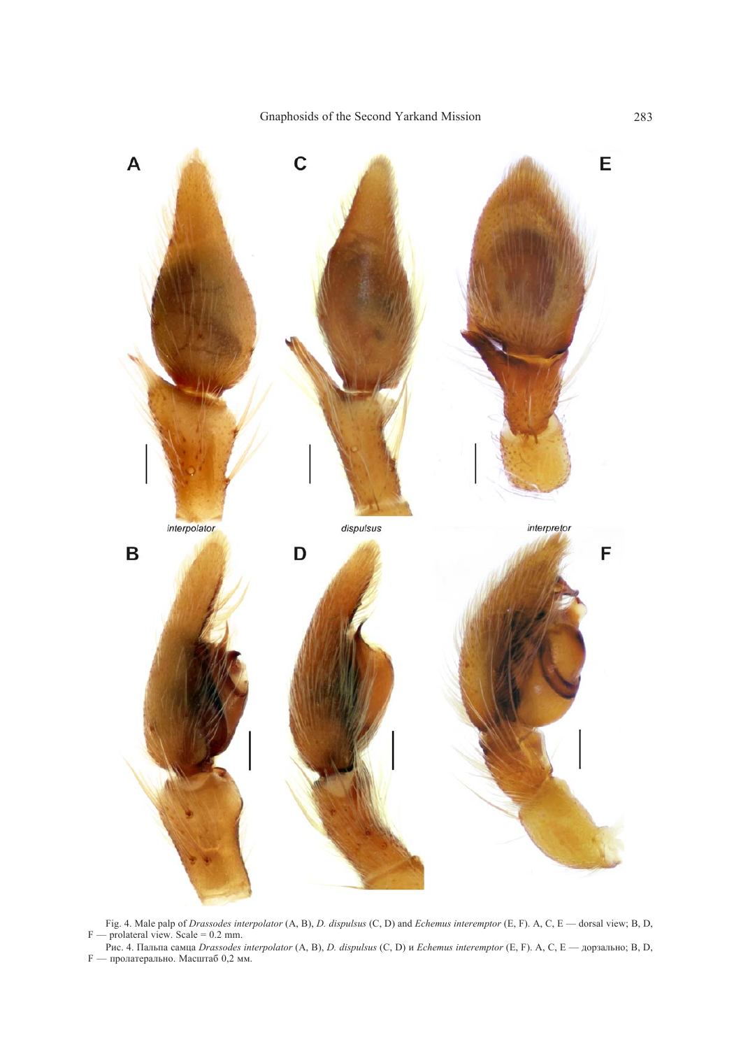Fig. 4. Male palp of *Drassodes interpolator* (A, B), *D. dispulsus* (C, D) and *Echemus interemptor* (E, F). A, C, E — dorsal view; B, D, F — prolateral view. Scale = 0.2 mm.

Рис. 4. Пальпа самца *Drassodes interpolator* (A, B), *D. dispulsus* (C, D) и *Echemus interemptor* (E, F). A, C, E — дорзально; B, D, F — пролатерально. Масштаб 0,2 мм.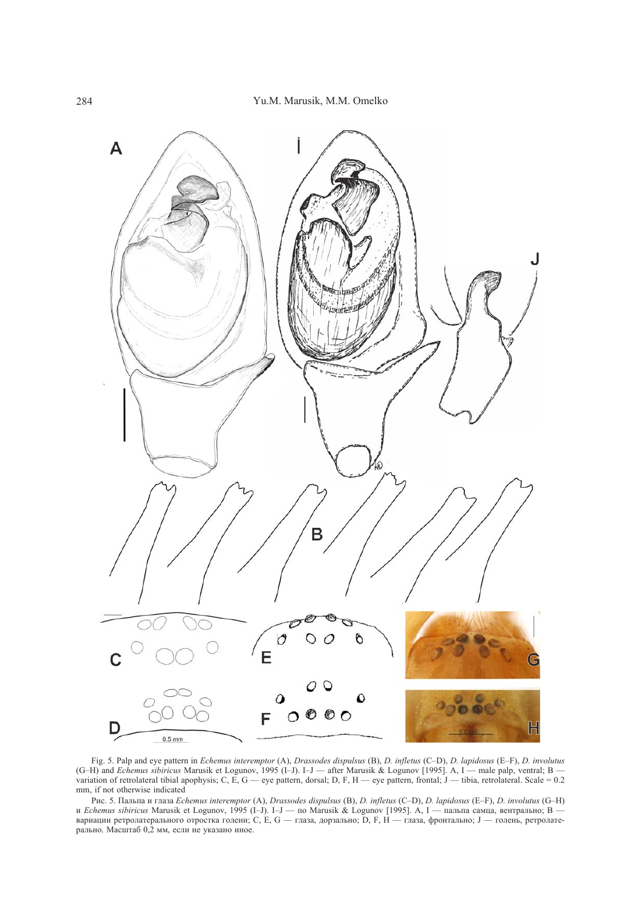Fig. 5. Palp and eye pattern in *Echemus interemptor* (A), *Drassodes dispulsus* (B), *D. infletus* (C–D), *D. lapidosus* (E–F), *D. involutus* (G–H) and *Echemus sibiricus* Marusik et Logunov, 1995 (I–J). I–J — after Marusik & Logunov [1995]. A, I — male palp, ventral; B — variation of retrolateral tibial apophysis; C, E, G — eye pattern, dorsal; D, F, H — eye pattern, frontal; J — tibia, retrolateral. Scale = 0.2 mm, if not otherwise indicated

Рис. 5. Пальпа и глаза *Echemus interemptor* (A), *Drassodes dispulsus* (B), *D. infletus* (C–D), *D. lapidosus* (E–F), *D. involutus* (G–H) и *Echemus sibiricus* Marusik et Logunov, 1995 (I–J). I–J — по Marusik & Logunov [1995]. A, I — пальпа самца, вентрально; B — вариации ретролатерального отростка голени; C, E, G — глаза, дорзально; D, F, H — глаза, фронтально; J — голень, ретролатерально. Масштаб 0,2 мм, если не указано иное.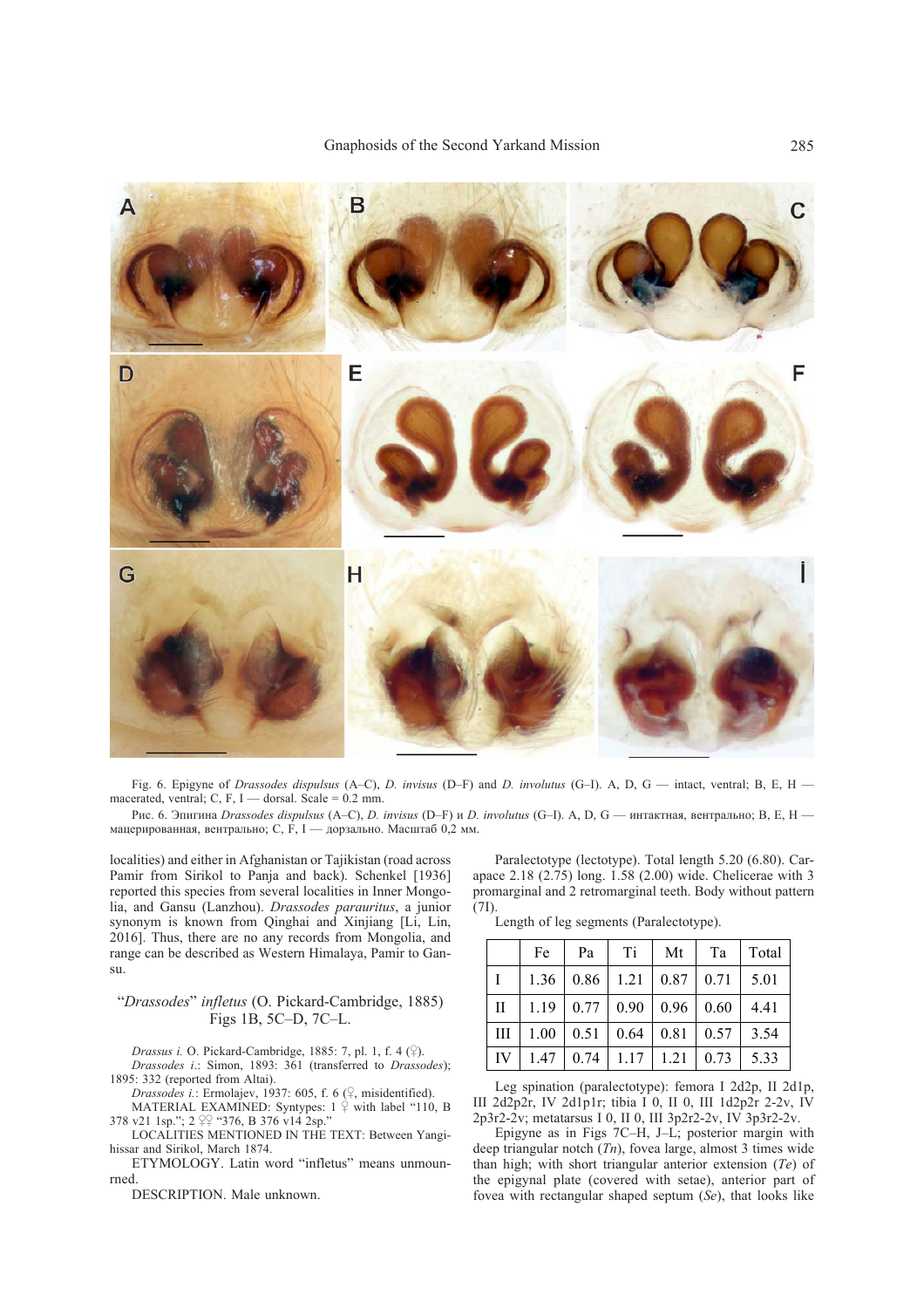Fig. 6. Epigyne of *Drassodes dispulsus* (A–C), *D. invisus* (D–F) and *D. involutus* (G–I). A, D, G — intact, ventral; B, E, H — macerated, ventral; C, F, I — dorsal. Scale = 0.2 mm.

Рис. 6. Эпигина *Drassodes dispulsus* (A–C), *D. invisus* (D–F) и *D. involutus* (G–I). A, D, G — интактная, вентрально; B, E, H — мацерированная, вентрально; C, F, I — дорзально. Масштаб 0,2 мм.

localities) and either in Afghanistan or Tajikistan (road across Pamir from Sirikol to Panja and back). Schenkel [1936] reported this species from several localities in Inner Mongolia, and Gansu (Lanzhou). *Drassodes parauritus*, a junior synonym is known from Qinghai and Xinjiang [Li, Lin, 2016]. Thus, there are no any records from Mongolia, and range can be described as Western Himalaya, Pamir to Gansu.

### "*Drassodes*" *infletus* (O. Pickard-Cambridge, 1885)
Figs 1B, 5C–D, 7C–L.

*Drassus i.* O. Pickard-Cambridge, 1885: 7, pl. 1, f. 4 (♀).
*Drassodes i.*: Simon, 1893: 361 (transferred to *Drassodes*); 1895: 332 (reported from Altai).
*Drassodes i.*: Ermolajev, 1937: 605, f. 6 (♀, misidentified).

MATERIAL EXAMINED: Syntypes: 1 ♀ with label "110, B 378 v21 1sp."; 2 ♀♀ "376, B 376 v14 2sp."

LOCALITIES MENTIONED IN THE TEXT: Between Yangihissar and Sirikol, March 1874.

ETYMOLOGY. Latin word "infletus" means unmourned.

DESCRIPTION. Male unknown.

Paralectotype (lectotype). Total length 5.20 (6.80). Carapace 2.18 (2.75) long. 1.58 (2.00) wide. Chelicerae with 3 promarginal and 2 retromarginal teeth. Body without pattern (7I).

Length of leg segments (Paralectotype).

| | Fe | Pa | Ti | Mt | Ta | Total |
|---|---|---|---|---|---|---|
| I | 1.36 | 0.86 | 1.21 | 0.87 | 0.71 | 5.01 |
| II | 1.19 | 0.77 | 0.90 | 0.96 | 0.60 | 4.41 |
| III | 1.00 | 0.51 | 0.64 | 0.81 | 0.57 | 3.54 |
| IV | 1.47 | 0.74 | 1.17 | 1.21 | 0.73 | 5.33 |

Leg spination (paralectotype): femora I 2d2p, II 2d1p, III 2d2p2r, IV 2d1p1r; tibia I 0, II 0, III 1d2p2r 2-2v, IV 2p3r2-2v; metatarsus I 0, II 0, III 3p2r2-2v, IV 3p3r2-2v.

Epigyne as in Figs 7C–H, J–L; posterior margin with deep triangular notch (*Tn*), fovea large, almost 3 times wide than high; with short triangular anterior extension (*Te*) of the epigynal plate (covered with setae), anterior part of fovea with rectangular shaped septum (*Se*), that looks like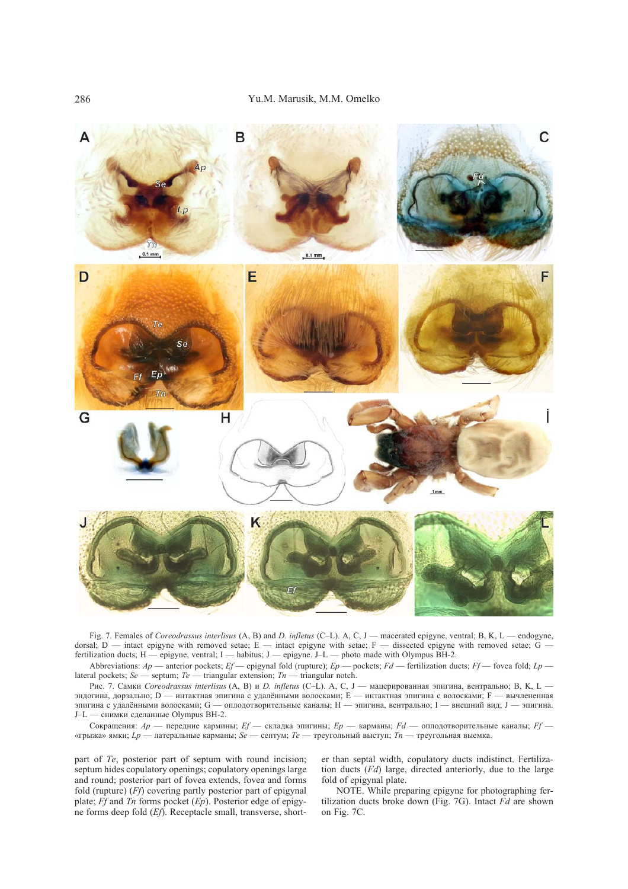Fig. 7. Females of *Coreodrassus interlisus* (A, B) and *D. infletus* (C–L). A, C, J — macerated epigyne, ventral; B, K, L — endogyne, dorsal; D — intact epigyne with removed setae; E — intact epigyne with setae; F — dissected epigyne with removed setae; G — fertilization ducts; H — epigyne, ventral; I — habitus; J — epigyne. J–L — photo made with Olympus BH-2.

Abbreviations: *Ap* — anterior pockets; *Ef* — epigynal fold (rupture); *Ep* — pockets; *Fd* — fertilization ducts; *Ff* — fovea fold; *Lp* — lateral pockets; *Se* — septum; *Te* — triangular extension; *Tn* — triangular notch.

Рис. 7. Самки *Coreodrassus interlisus* (A, B) и *D. infletus* (C–L). A, C, J — мацерированная эпигина, вентрально; B, K, L — эндогина, дорзально; D — интактная эпигина с удалёнными волосками; E — интактная эпигина с волосками; F — вычлененная эпигина с удалёнными волосками; G — оплодотворительные каналы; H — эпигина, вентрально; I — внешний вид; J — эпигина. J–L — снимки сделанные Olympus BH-2.

Сокращения: *Ap* — передние кармины; *Ef* — складка эпигины; *Ep* — карманы; *Fd* — оплодотворительные каналы; *Ff* — «грыжа» ямки; *Lp* — латеральные карманы; *Se* — септум; *Te* — треугольный выступ; *Tn* — треугольная выемка.

part of *Te*, posterior part of septum with round incision; septum hides copulatory openings; copulatory openings large and round; posterior part of fovea extends, fovea and forms fold (rupture) (*Ff*) covering partly posterior part of epigynal plate; *Ff* and *Tn* forms pocket (*Ep*). Posterior edge of epigyne forms deep fold (*Ef*). Receptacle small, transverse, shorter than septal width, copulatory ducts indistinct. Fertilization ducts (*Fd*) large, directed anteriorly, due to the large fold of epigynal plate.

NOTE. While preparing epigyne for photographing fertilization ducts broke down (Fig. 7G). Intact *Fd* are shown on Fig. 7C.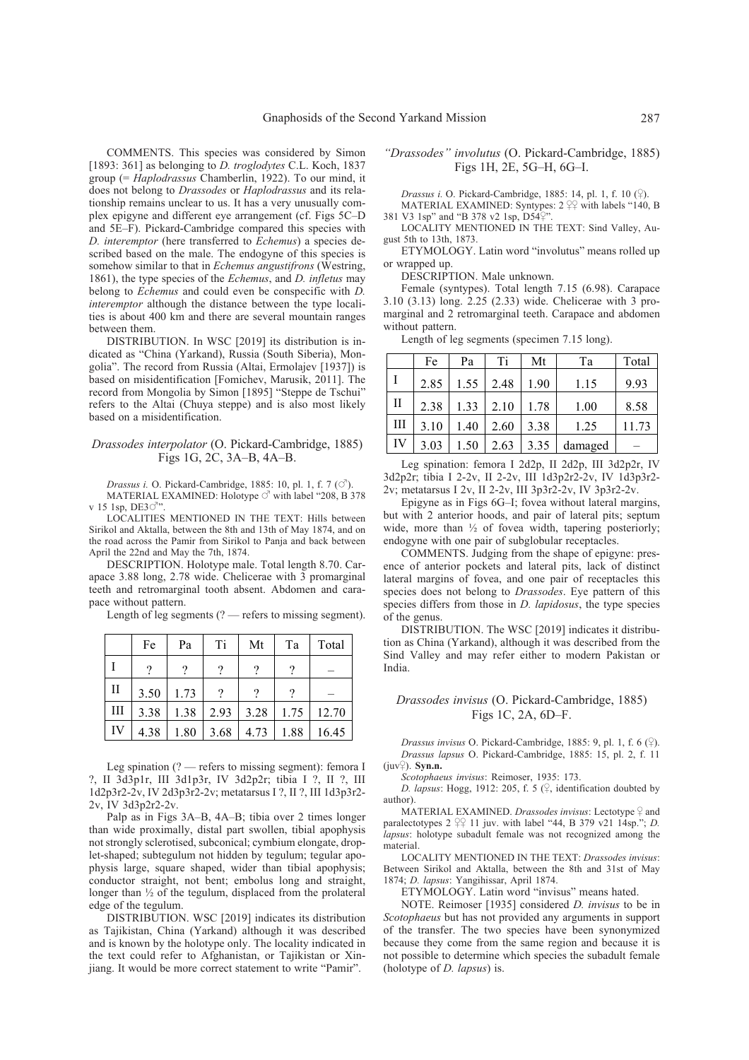COMMENTS. This species was considered by Simon [1893: 361] as belonging to *D. troglodytes* C.L. Koch, 1837 group (= *Haplodrassus* Chamberlin, 1922). To our mind, it does not belong to *Drassodes* or *Haplodrassus* and its relationship remains unclear to us. It has a very unusually complex epigyne and different eye arrangement (cf. Figs 5C–D and 5E–F). Pickard-Cambridge compared this species with *D. interemptor* (here transferred to *Echemus*) a species described based on the male. The endogyne of this species is somehow similar to that in *Echemus angustifrons* (Westring, 1861), the type species of the *Echemus*, and *D. infletus* may belong to *Echemus* and could even be conspecific with *D. interemptor* although the distance between the type localities is about 400 km and there are several mountain ranges between them.

DISTRIBUTION. In WSC [2019] its distribution is indicated as "China (Yarkand), Russia (South Siberia), Mongolia". The record from Russia (Altai, Ermolajev [1937]) is based on misidentification [Fomichev, Marusik, 2011]. The record from Mongolia by Simon [1895] "Steppe de Tschui" refers to the Altai (Chuya steppe) and is also most likely based on a misidentification.

## *Drassodes interpolator* (O. Pickard-Cambridge, 1885) Figs 1G, 2C, 3A–B, 4A–B.

*Drassus i.* O. Pickard-Cambridge, 1885: 10, pl. 1, f. 7 (♂).

MATERIAL EXAMINED: Holotype ♂ with label "208, B 378 v 15 1sp, DE3♂".

LOCALITIES MENTIONED IN THE TEXT: Hills between Sirikol and Aktalla, between the 8th and 13th of May 1874, and on the road across the Pamir from Sirikol to Panja and back between April the 22nd and May the 7th, 1874.

DESCRIPTION. Holotype male. Total length 8.70. Carapace 3.88 long, 2.78 wide. Chelicerae with 3 promarginal teeth and retromarginal tooth absent. Abdomen and carapace without pattern.

Length of leg segments (? — refers to missing segment).

| | Fe | Pa | Ti | Mt | Ta | Total |
|---|---|---|---|---|---|---|
| I | ? | ? | ? | ? | ? | – |
| II | 3.50 | 1.73 | ? | ? | ? | – |
| III | 3.38 | 1.38 | 2.93 | 3.28 | 1.75 | 12.70 |
| IV | 4.38 | 1.80 | 3.68 | 4.73 | 1.88 | 16.45 |

Leg spination (? — refers to missing segment): femora I ?, II 3d3p1r, III 3d1p3r, IV 3d2p2r; tibia I ?, II ?, III 1d2p3r2-2v, IV 2d3p3r2-2v; metatarsus I ?, II ?, III 1d3p3r2-2v, IV 3d3p2r2-2v.

Palp as in Figs 3A–B, 4A–B; tibia over 2 times longer than wide proximally, distal part swollen, tibial apophysis not strongly sclerotised, subconical; cymbium elongate, droplet-shaped; subtegulum not hidden by tegulum; tegular apophysis large, square shaped, wider than tibial apophysis; conductor straight, not bent; embolus long and straight, longer than ½ of the tegulum, displaced from the prolateral edge of the tegulum.

DISTRIBUTION. WSC [2019] indicates its distribution as Tajikistan, China (Yarkand) although it was described and is known by the holotype only. The locality indicated in the text could refer to Afghanistan, or Tajikistan or Xinjiang. It would be more correct statement to write "Pamir".

## *"Drassodes" involutus* (O. Pickard-Cambridge, 1885) Figs 1H, 2E, 5G–H, 6G–I.

*Drassus i.* O. Pickard-Cambridge, 1885: 14, pl. 1, f. 10 (♀).

MATERIAL EXAMINED: Syntypes: 2 ♀♀ with labels "140, B 381 V3 1sp" and "B 378 v2 1sp, D54♀".

LOCALITY MENTIONED IN THE TEXT: Sind Valley, August 5th to 13th, 1873.

ETYMOLOGY. Latin word "involutus" means rolled up or wrapped up.

DESCRIPTION. Male unknown.

Female (syntypes). Total length 7.15 (6.98). Carapace 3.10 (3.13) long. 2.25 (2.33) wide. Chelicerae with 3 promarginal and 2 retromarginal teeth. Carapace and abdomen without pattern.

Length of leg segments (specimen 7.15 long).

| | Fe | Pa | Ti | Mt | Ta | Total |
|---|---|---|---|---|---|---|
| I | 2.85 | 1.55 | 2.48 | 1.90 | 1.15 | 9.93 |
| II | 2.38 | 1.33 | 2.10 | 1.78 | 1.00 | 8.58 |
| III | 3.10 | 1.40 | 2.60 | 3.38 | 1.25 | 11.73 |
| IV | 3.03 | 1.50 | 2.63 | 3.35 | damaged | – |

Leg spination: femora I 2d2p, II 2d2p, III 3d2p2r, IV 3d2p2r; tibia I 2-2v, II 2-2v, III 1d3p2r2-2v, IV 1d3p3r2-2v; metatarsus I 2v, II 2-2v, III 3p3r2-2v, IV 3p3r2-2v.

Epigyne as in Figs 6G–I; fovea without lateral margins, but with 2 anterior hoods, and pair of lateral pits; septum wide, more than ½ of fovea width, tapering posteriorly; endogyne with one pair of subglobular receptacles.

COMMENTS. Judging from the shape of epigyne: presence of anterior pockets and lateral pits, lack of distinct lateral margins of fovea, and one pair of receptacles this species does not belong to *Drassodes*. Eye pattern of this species differs from those in *D. lapidosus*, the type species of the genus.

DISTRIBUTION. The WSC [2019] indicates it distribution as China (Yarkand), although it was described from the Sind Valley and may refer either to modern Pakistan or India.

## *Drassodes invisus* (O. Pickard-Cambridge, 1885) Figs 1C, 2A, 6D–F.

*Drassus invisus* O. Pickard-Cambridge, 1885: 9, pl. 1, f. 6 (♀).

*Drassus lapsus* O. Pickard-Cambridge, 1885: 15, pl. 2, f. 11 (juv♀). **Syn.n.**

*Scotophaeus invisus*: Reimoser, 1935: 173.

*D. lapsus*: Hogg, 1912: 205, f. 5 (♀, identification doubted by author).

MATERIAL EXAMINED. *Drassodes invisus*: Lectotype ♀ and paralectotypes 2 ♀♀ 11 juv. with label "44, B 379 v21 14sp."; *D. lapsus*: holotype subadult female was not recognized among the material.

LOCALITY MENTIONED IN THE TEXT: *Drassodes invisus*: Between Sirikol and Aktalla, between the 8th and 31st of May 1874; *D. lapsus*: Yangihissar, April 1874.

ETYMOLOGY. Latin word "invisus" means hated.

NOTE. Reimoser [1935] considered *D. invisus* to be in *Scotophaeus* but has not provided any arguments in support of the transfer. The two species have been synonymized because they come from the same region and because it is not possible to determine which species the subadult female (holotype of *D. lapsus*) is.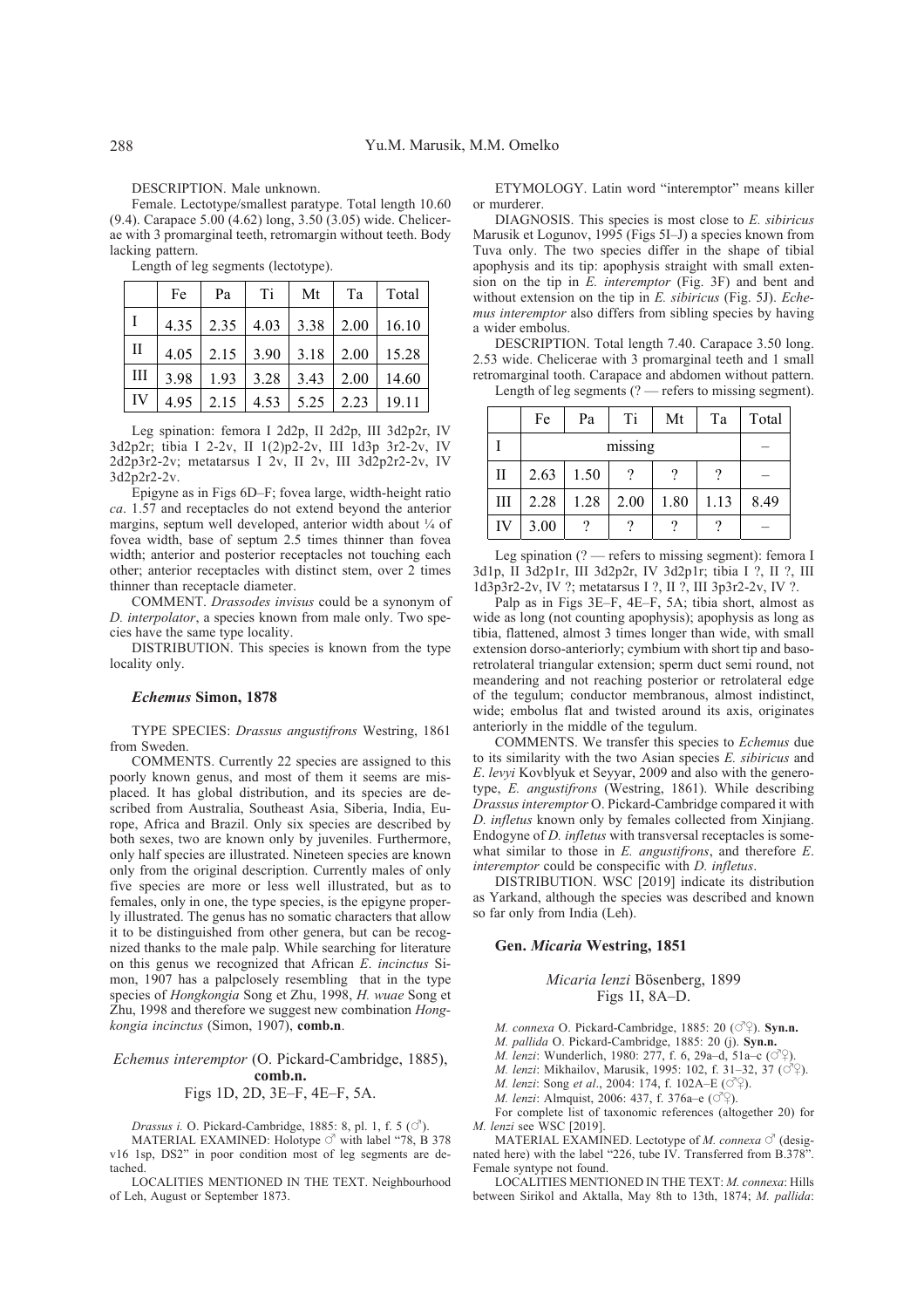DESCRIPTION. Male unknown.

Female. Lectotype/smallest paratype. Total length 10.60 (9.4). Carapace 5.00 (4.62) long, 3.50 (3.05) wide. Chelicerae with 3 promarginal teeth, retromargin without teeth. Body lacking pattern.

Length of leg segments (lectotype).

| | Fe | Pa | Ti | Mt | Ta | Total |
|---|---|---|---|---|---|---|
| I | 4.35 | 2.35 | 4.03 | 3.38 | 2.00 | 16.10 |
| II | 4.05 | 2.15 | 3.90 | 3.18 | 2.00 | 15.28 |
| III | 3.98 | 1.93 | 3.28 | 3.43 | 2.00 | 14.60 |
| IV | 4.95 | 2.15 | 4.53 | 5.25 | 2.23 | 19.11 |

Leg spination: femora I 2d2p, II 2d2p, III 3d2p2r, IV 3d2p2r; tibia I 2-2v, II 1(2)p2-2v, III 1d3p 3r2-2v, IV 2d2p3r2-2v; metatarsus I 2v, II 2v, III 3d2p2r2-2v, IV 3d2p2r2-2v.

Epigyne as in Figs 6D–F; fovea large, width-height ratio *ca*. 1.57 and receptacles do not extend beyond the anterior margins, septum well developed, anterior width about ¼ of fovea width, base of septum 2.5 times thinner than fovea width; anterior and posterior receptacles not touching each other; anterior receptacles with distinct stem, over 2 times thinner than receptacle diameter.

COMMENT. *Drassodes invisus* could be a synonym of *D. interpolator*, a species known from male only. Two species have the same type locality.

DISTRIBUTION. This species is known from the type locality only.

### *Echemus* Simon, 1878

TYPE SPECIES: *Drassus angustifrons* Westring, 1861 from Sweden.

COMMENTS. Currently 22 species are assigned to this poorly known genus, and most of them it seems are misplaced. It has global distribution, and its species are described from Australia, Southeast Asia, Siberia, India, Europe, Africa and Brazil. Only six species are described by both sexes, two are known only by juveniles. Furthermore, only half species are illustrated. Nineteen species are known only from the original description. Currently males of only five species are more or less well illustrated, but as to females, only in one, the type species, is the epigyne properly illustrated. The genus has no somatic characters that allow it to be distinguished from other genera, but can be recognized thanks to the male palp. While searching for literature on this genus we recognized that African *E. incinctus* Simon, 1907 has a palpclosely resembling that in the type species of *Hongkongia* Song et Zhu, 1998, *H. wuae* Song et Zhu, 1998 and therefore we suggest new combination *Hongkongia incinctus* (Simon, 1907), **comb.n**.

### *Echemus interemptor* (O. Pickard-Cambridge, 1885), **comb.n.**
Figs 1D, 2D, 3E–F, 4E–F, 5A.

*Drassus i.* O. Pickard-Cambridge, 1885: 8, pl. 1, f. 5 (♂).

MATERIAL EXAMINED: Holotype ♂ with label "78, B 378 v16 1sp, DS2" in poor condition most of leg segments are detached.

LOCALITIES MENTIONED IN THE TEXT. Neighbourhood of Leh, August or September 1873.

ETYMOLOGY. Latin word "interemptor" means killer or murderer.

DIAGNOSIS. This species is most close to *E. sibiricus* Marusik et Logunov, 1995 (Figs 5I–J) a species known from Tuva only. The two species differ in the shape of tibial apophysis and its tip: apophysis straight with small extension on the tip in *E. interemptor* (Fig. 3F) and bent and without extension on the tip in *E. sibiricus* (Fig. 5J). *Echemus interemptor* also differs from sibling species by having a wider embolus.

DESCRIPTION. Total length 7.40. Carapace 3.50 long. 2.53 wide. Chelicerae with 3 promarginal teeth and 1 small retromarginal tooth. Carapace and abdomen without pattern.

Length of leg segments (? — refers to missing segment).

| | Fe | Pa | Ti | Mt | Ta | Total |
|---|---|---|---|---|---|---|
| I | missing | | | | | – |
| II | 2.63 | 1.50 | ? | ? | ? | – |
| III | 2.28 | 1.28 | 2.00 | 1.80 | 1.13 | 8.49 |
| IV | 3.00 | ? | ? | ? | ? | – |

Leg spination (? — refers to missing segment): femora I 3d1p, II 3d2p1r, III 3d2p2r, IV 3d2p1r; tibia I ?, II ?, III 1d3p3r2-2v, IV ?; metatarsus I ?, II ?, III 3p3r2-2v, IV ?.

Palp as in Figs 3E–F, 4E–F, 5A; tibia short, almost as wide as long (not counting apophysis); apophysis as long as tibia, flattened, almost 3 times longer than wide, with small extension dorso-anteriorly; cymbium with short tip and baso-retrolateral triangular extension; sperm duct semi round, not meandering and not reaching posterior or retrolateral edge of the tegulum; conductor membranous, almost indistinct, wide; embolus flat and twisted around its axis, originates anteriorly in the middle of the tegulum.

COMMENTS. We transfer this species to *Echemus* due to its similarity with the two Asian species *E. sibiricus* and *E. levyi* Kovblyuk et Seyyar, 2009 and also with the generotype, *E. angustifrons* (Westring, 1861). While describing *Drassus interemptor* O. Pickard-Cambridge compared it with *D. infletus* known only by females collected from Xinjiang. Endogyne of *D. infletus* with transversal receptacles is somewhat similar to those in *E. angustifrons*, and therefore *E. interemptor* could be conspecific with *D. infletus*.

DISTRIBUTION. WSC [2019] indicate its distribution as Yarkand, although the species was described and known so far only from India (Leh).

### Gen. *Micaria* Westring, 1851

### *Micaria lenzi* Bösenberg, 1899
Figs 1I, 8A–D.

*M. connexa* O. Pickard-Cambridge, 1885: 20 (♂♀). **Syn.n.**

*M. pallida* O. Pickard-Cambridge, 1885: 20 (j). **Syn.n.**

*M. lenzi*: Wunderlich, 1980: 277, f. 6, 29a–d, 51a–c (♂♀).

*M. lenzi*: Mikhailov, Marusik, 1995: 102, f. 31–32, 37 (♂♀).

*M. lenzi*: Song *et al*., 2004: 174, f. 102A–E (♂♀).

*M. lenzi*: Almquist, 2006: 437, f. 376a–e (♂♀).

For complete list of taxonomic references (altogether 20) for *M. lenzi* see WSC [2019].

MATERIAL EXAMINED. Lectotype of *M. connexa* ♂ (designated here) with the label "226, tube IV. Transferred from B.378". Female syntype not found.

LOCALITIES MENTIONED IN THE TEXT: *M. connexa*: Hills between Sirikol and Aktalla, May 8th to 13th, 1874; *M. pallida*: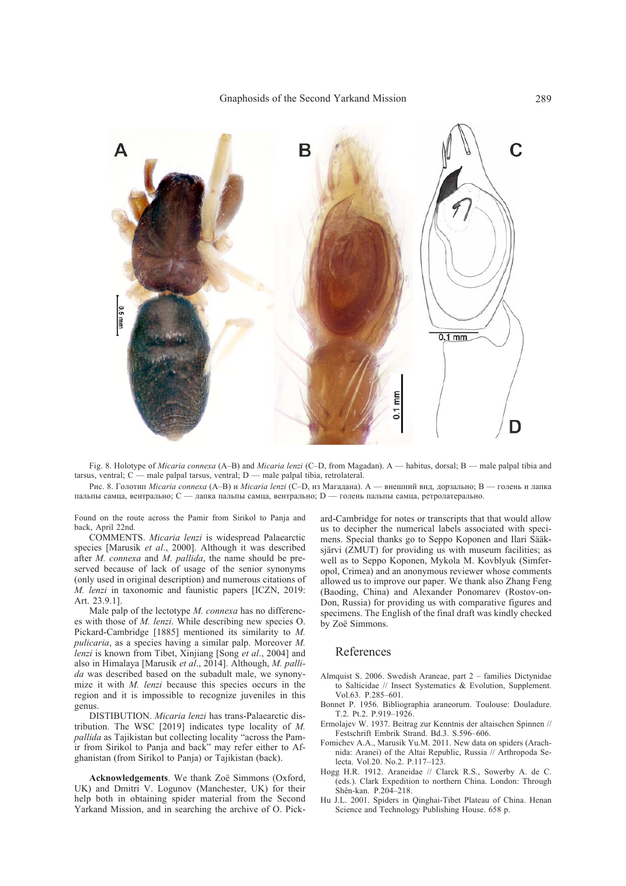Fig. 8. Holotype of *Micaria connexa* (A–B) and *Micaria lenzi* (C–D, from Magadan). A — habitus, dorsal; B — male palpal tibia and tarsus, ventral; C — male palpal tarsus, ventral; D — male palpal tibia, retrolateral.

Рис. 8. Голотип *Micaria connexa* (A–B) и *Micaria lenzi* (C–D, из Магадана). A — внешний вид, дорзально; B — голень и лапка пальпы самца, вентрально; C — лапка пальпы самца, вентрально; D — голень пальпы самца, ретролатерально.

Found on the route across the Pamir from Sirikol to Panja and back, April 22nd.

COMMENTS. *Micaria lenzi* is widespread Palaearctic species [Marusik *et al*., 2000]. Although it was described after *M. connexa* and *M. pallida*, the name should be preserved because of lack of usage of the senior synonyms (only used in original description) and numerous citations of *M. lenzi* in taxonomic and faunistic papers [ICZN, 2019: Art. 23.9.1].

Male palp of the lectotype *M. connexa* has no differences with those of *M. lenzi*. While describing new species O. Pickard-Cambridge [1885] mentioned its similarity to *M. pulicaria*, as a species having a similar palp. Moreover *M. lenzi* is known from Tibet, Xinjiang [Song *et al*., 2004] and also in Himalaya [Marusik *et al*., 2014]. Although, *M. pallida* was described based on the subadult male, we synonymize it with *M. lenzi* because this species occurs in the region and it is impossible to recognize juveniles in this genus.

DISTIBUTION. *Micaria lenzi* has trans-Palaearctic distribution. The WSC [2019] indicates type locality of *M. pallida* as Tajikistan but collecting locality "across the Pamir from Sirikol to Panja and back" may refer either to Afghanistan (from Sirikol to Panja) or Tajikistan (back).

**Acknowledgements**. We thank Zoë Simmons (Oxford, UK) and Dmitri V. Logunov (Manchester, UK) for their help both in obtaining spider material from the Second Yarkand Mission, and in searching the archive of O. Pickard-Cambridge for notes or transcripts that that would allow us to decipher the numerical labels associated with specimens. Special thanks go to Seppo Koponen and Ilari Sääksjärvi (ZMUT) for providing us with museum facilities; as well as to Seppo Koponen, Mykola M. Kovblyuk (Simferopol, Crimea) and an anonymous reviewer whose comments allowed us to improve our paper. We thank also Zhang Feng (Baoding, China) and Alexander Ponomarev (Rostov-on-Don, Russia) for providing us with comparative figures and specimens. The English of the final draft was kindly checked by Zoë Simmons.

## References

Almquist S. 2006. Swedish Araneae, part 2 – families Dictynidae to Salticidae // Insect Systematics & Evolution, Supplement. Vol.63. P.285–601.

Bonnet P. 1956. Bibliographia araneorum. Toulouse: Douladure. T.2. Pt.2. P.919–1926.

Ermolajev W. 1937. Beitrag zur Kenntnis der altaischen Spinnen // Festschrift Embrik Strand. Bd.3. S.596–606.

Fomichev A.A., Marusik Yu.M. 2011. New data on spiders (Arachnida: Aranei) of the Altai Republic, Russia // Arthropoda Selecta. Vol.20. No.2. P.117–123.

Hogg H.R. 1912. Araneidae // Clarck R.S., Sowerby A. de C. (eds.). Clark Expedition to northern China. London: Through Shên-kan. P.204–218.

Hu J.L. 2001. Spiders in Qinghai-Tibet Plateau of China. Henan Science and Technology Publishing House. 658 p.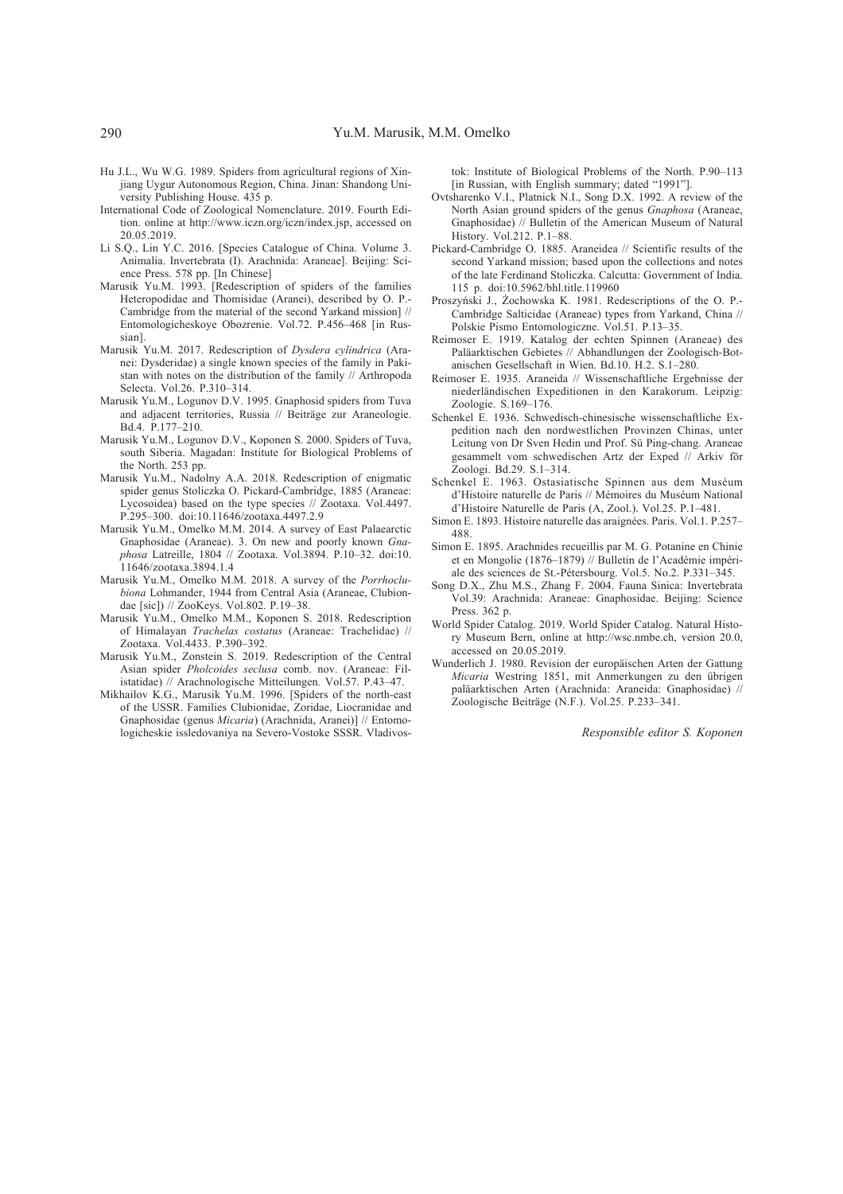Hu J.L., Wu W.G. 1989. Spiders from agricultural regions of Xinjiang Uygur Autonomous Region, China. Jinan: Shandong University Publishing House. 435 p.

International Code of Zoological Nomenclature. 2019. Fourth Edition. online at http://www.iczn.org/iczn/index.jsp, accessed on 20.05.2019.

Li S.Q., Lin Y.C. 2016. [Species Catalogue of China. Volume 3. Animalia. Invertebrata (I). Arachnida: Araneae]. Beijing: Science Press. 578 pp. [In Chinese]

Marusik Yu.M. 1993. [Redescription of spiders of the families Heteropodidae and Thomisidae (Aranei), described by O. P.-Cambridge from the material of the second Yarkand mission] // Entomologicheskoye Obozrenie. Vol.72. P.456–468 [in Russian].

Marusik Yu.M. 2017. Redescription of *Dysdera cylindrica* (Aranei: Dysderidae) a single known species of the family in Pakistan with notes on the distribution of the family // Arthropoda Selecta. Vol.26. P.310–314.

Marusik Yu.M., Logunov D.V. 1995. Gnaphosid spiders from Tuva and adjacent territories, Russia // Beiträge zur Araneologie. Bd.4. P.177–210.

Marusik Yu.M., Logunov D.V., Koponen S. 2000. Spiders of Tuva, south Siberia. Magadan: Institute for Biological Problems of the North. 253 pp.

Marusik Yu.M., Nadolny A.A. 2018. Redescription of enigmatic spider genus Stoliczka O. Pickard-Cambridge, 1885 (Araneae: Lycosoidea) based on the type species // Zootaxa. Vol.4497. P.295–300. doi:10.11646/zootaxa.4497.2.9

Marusik Yu.M., Omelko M.M. 2014. A survey of East Palaearctic Gnaphosidae (Araneae). 3. On new and poorly known *Gnaphosa* Latreille, 1804 // Zootaxa. Vol.3894. P.10–32. doi:10.11646/zootaxa.3894.1.4

Marusik Yu.M., Omelko M.M. 2018. A survey of the *Porrhoclubiona* Lohmander, 1944 from Central Asia (Araneae, Clubiondae [sic]) // ZooKeys. Vol.802. P.19–38.

Marusik Yu.M., Omelko M.M., Koponen S. 2018. Redescription of Himalayan *Trachelas costatus* (Araneae: Trachelidae) // Zootaxa. Vol.4433. P.390–392.

Marusik Yu.M., Zonstein S. 2019. Redescription of the Central Asian spider *Pholcoides seclusa* comb. nov. (Araneae: Filistatidae) // Arachnologische Mitteilungen. Vol.57. P.43–47.

Mikhailov K.G., Marusik Yu.M. 1996. [Spiders of the north-east of the USSR. Families Clubionidae, Zoridae, Liocranidae and Gnaphosidae (genus *Micaria*) (Arachnida, Aranei)] // Entomologicheskie issledovaniya na Severo-Vostoke SSSR. Vladivostok: Institute of Biological Problems of the North. P.90–113 [in Russian, with English summary; dated "1991"].

Ovtsharenko V.I., Platnick N.I., Song D.X. 1992. A review of the North Asian ground spiders of the genus *Gnaphosa* (Araneae, Gnaphosidae) // Bulletin of the American Museum of Natural History. Vol.212. P.1–88.

Pickard-Cambridge O. 1885. Araneidea // Scientific results of the second Yarkand mission; based upon the collections and notes of the late Ferdinand Stoliczka. Calcutta: Government of India. 115 p. doi:10.5962/bhl.title.119960

Proszyński J., Żochowska K. 1981. Redescriptions of the O. P.-Cambridge Salticidae (Araneae) types from Yarkand, China // Polskie Pismo Entomologiczne. Vol.51. P.13–35.

Reimoser E. 1919. Katalog der echten Spinnen (Araneae) des Paläarktischen Gebietes // Abhandlungen der Zoologisch-Botanischen Gesellschaft in Wien. Bd.10. H.2. S.1–280.

Reimoser E. 1935. Araneida // Wissenschaftliche Ergebnisse der niederländischen Expeditionen in den Karakorum. Leipzig: Zoologie. S.169–176.

Schenkel E. 1936. Schwedisch-chinesische wissenschaftliche Expedition nach den nordwestlichen Provinzen Chinas, unter Leitung von Dr Sven Hedin und Prof. Sü Ping-chang. Araneae gesammelt vom schwedischen Artz der Exped // Arkiv för Zoologi. Bd.29. S.1–314.

Schenkel E. 1963. Ostasiatische Spinnen aus dem Muséum d'Histoire naturelle de Paris // Mémoires du Muséum National d'Histoire Naturelle de Paris (A, Zool.). Vol.25. P.1–481.

Simon E. 1893. Histoire naturelle das araignées. Paris. Vol.1. P.257–488.

Simon E. 1895. Arachnides recueillis par M. G. Potanine en Chinie et en Mongolie (1876–1879) // Bulletin de l'Académie impériale des sciences de St.-Pétersbourg. Vol.5. No.2. P.331–345.

Song D.X., Zhu M.S., Zhang F. 2004. Fauna Sinica: Invertebrata Vol.39: Arachnida: Araneae: Gnaphosidae. Beijing: Science Press. 362 p.

World Spider Catalog. 2019. World Spider Catalog. Natural History Museum Bern, online at http://wsc.nmbe.ch, version 20.0, accessed on 20.05.2019.

Wunderlich J. 1980. Revision der europäischen Arten der Gattung *Micaria* Westring 1851, mit Anmerkungen zu den übrigen paläarktischen Arten (Arachnida: Araneida: Gnaphosidae) // Zoologische Beiträge (N.F.). Vol.25. P.233–341.

*Responsible editor S. Koponen*